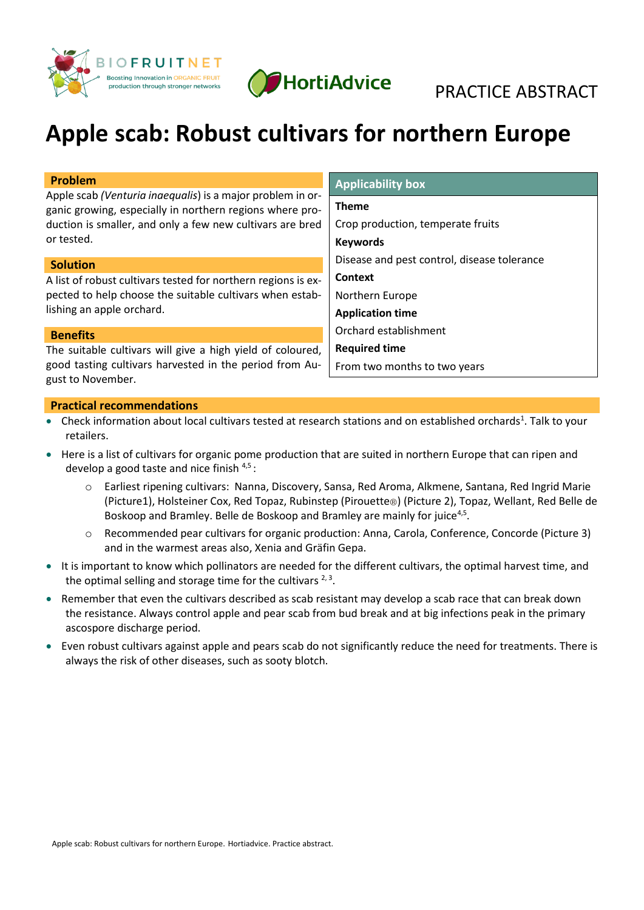PRACTICE ABSTRACT

# Apple scab: Robust cultivars for northern Europe

## Problem

Apple scab *(Venturia inaequalis*) is a major problem in organic growing, especially in northern regions where production is smaller, and only a few new cultivars are bred or tested.

## Solution

A list of robust cultivars tested for northern regions is expected to help choose the suitable cultivars when establishing an apple orchard.

## Benefits

The suitable cultivars will give a high yield of coloured, good tasting cultivars harvested in the period from August to November.

## Applicability box

**Theme**

Crop production, temperate fruits

**Keywords**

Disease and pest control, disease tolerance

**Context**

Northern Europe

**Application time**

Orchard establishment

**Required time**

From two months to two years

## Practical recommendations

- Check information about local cultivars tested at research stations and on established orchards[1]. Talk to your retailers.
- Here is a list of cultivars for organic pome production that are suited in northern Europe that can ripen and develop a good taste and nice finish [4,5]:
  - Earliest ripening cultivars: Nanna, Discovery, Sansa, Red Aroma, Alkmene, Santana, Red Ingrid Marie (Picture1), Holsteiner Cox, Red Topaz, Rubinstep (Pirouette®) (Picture 2), Topaz, Wellant, Red Belle de Boskoop and Bramley. Belle de Boskoop and Bramley are mainly for juice[4,5].
  - Recommended pear cultivars for organic production: Anna, Carola, Conference, Concorde (Picture 3) and in the warmest areas also, Xenia and Gräfin Gepa.
- It is important to know which pollinators are needed for the different cultivars, the optimal harvest time, and the optimal selling and storage time for the cultivars [2, 3].
- Remember that even the cultivars described as scab resistant may develop a scab race that can break down the resistance. Always control apple and pear scab from bud break and at big infections peak in the primary ascospore discharge period.
- Even robust cultivars against apple and pears scab do not significantly reduce the need for treatments. There is always the risk of other diseases, such as sooty blotch.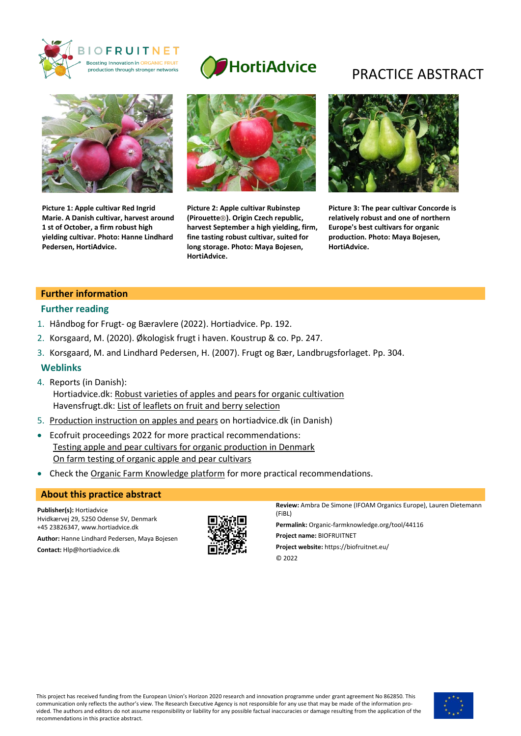PRACTICE ABSTRACT

**Picture 1: Apple cultivar Red Ingrid Marie. A Danish cultivar, harvest around 1 st of October, a firm robust high yielding cultivar. Photo: Hanne Lindhard Pedersen, HortiAdvice.**

**Picture 2: Apple cultivar Rubinstep (Pirouette®). Origin Czech republic, harvest September a high yielding, firm, fine tasting robust cultivar, suited for long storage. Photo: Maya Bojesen, HortiAdvice.**

**Picture 3: The pear cultivar Concorde is relatively robust and one of northern Europe's best cultivars for organic production. Photo: Maya Bojesen, HortiAdvice.**

## Further information

### Further reading

1. Håndbog for Frugt- og Bæravlere (2022). Hortiadvice. Pp. 192.
2. Korsgaard, M. (2020). Økologisk frugt i haven. Koustrup & co. Pp. 247.
3. Korsgaard, M. and Lindhard Pedersen, H. (2007). Frugt og Bær, Landbrugsforlaget. Pp. 304.

### Weblinks

4. Reports (in Danish):
   Hortiadvice.dk: Robust varieties of apples and pears for organic cultivation
   Havensfrugt.dk: List of leaflets on fruit and berry selection
5. Production instruction on apples and pears on hortiadvice.dk (in Danish)

- Ecofruit proceedings 2022 for more practical recommendations:
  Testing apple and pear cultivars for organic production in Denmark
  On farm testing of organic apple and pear cultivars
- Check the Organic Farm Knowledge platform for more practical recommendations.

## About this practice abstract

**Publisher(s):** Hortiadvice
Hvidkærvej 29, 5250 Odense SV, Denmark
+45 23826347, www.hortiadvice.dk

**Author:** Hanne Lindhard Pedersen, Maya Bojesen

**Contact:** Hlp@hortiadvice.dk

**Review:** Ambra De Simone (IFOAM Organics Europe), Lauren Dietemann (FiBL)

**Permalink:** Organic-farmknowledge.org/tool/44116

**Project name:** BIOFRUITNET

**Project website:** https://biofruitnet.eu/

© 2022

This project has received funding from the European Union's Horizon 2020 research and innovation programme under grant agreement No 862850. This communication only reflects the author's view. The Research Executive Agency is not responsible for any use that may be made of the information provided. The authors and editors do not assume responsibility or liability for any possible factual inaccuracies or damage resulting from the application of the recommendations in this practice abstract.